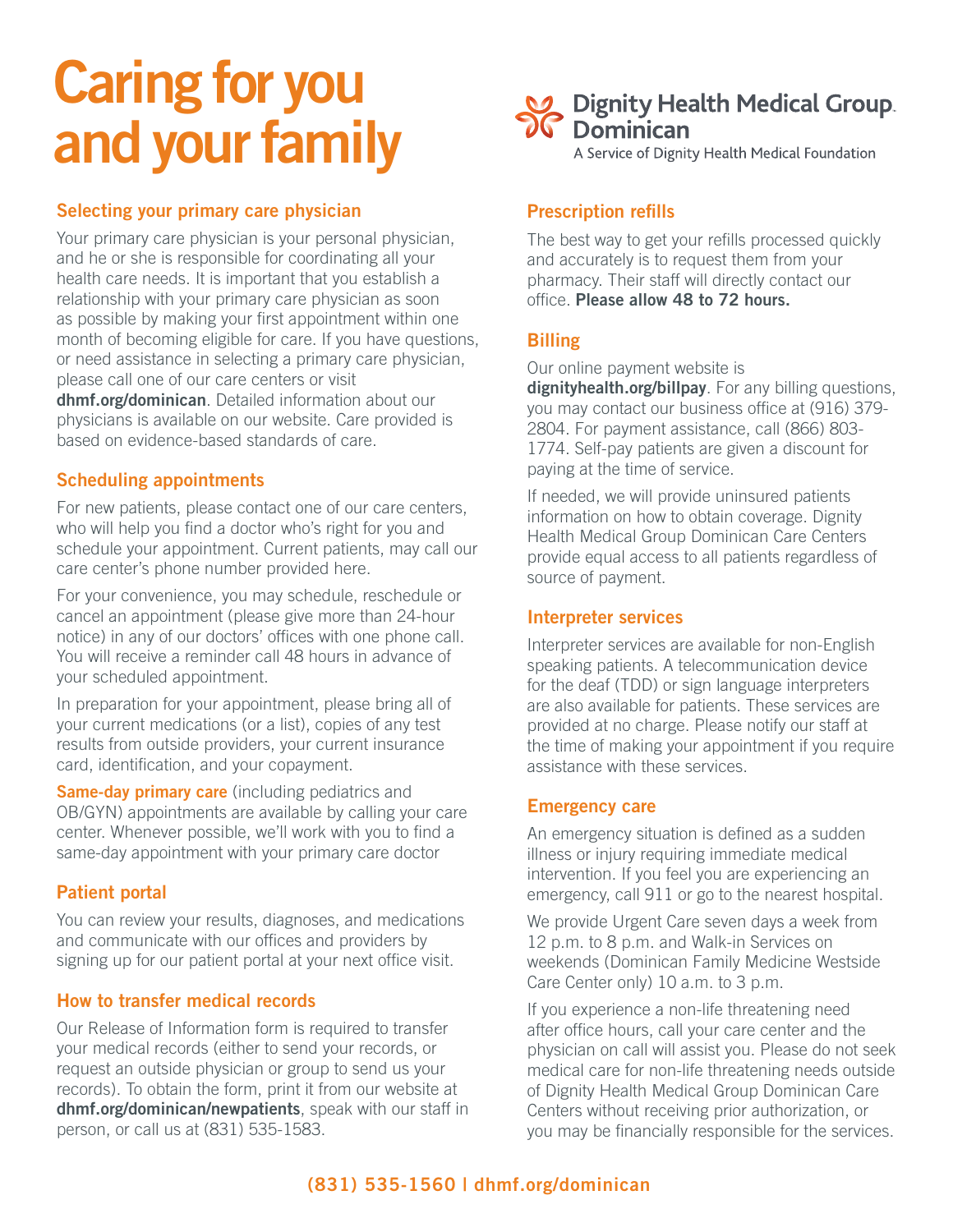# Caring for you and your family

Dignity Health Medical Group. Dominican
A Service of Dignity Health Medical Foundation

## Selecting your primary care physician

Your primary care physician is your personal physician, and he or she is responsible for coordinating all your health care needs. It is important that you establish a relationship with your primary care physician as soon as possible by making your first appointment within one month of becoming eligible for care. If you have questions, or need assistance in selecting a primary care physician, please call one of our care centers or visit **dhmf.org/dominican**. Detailed information about our physicians is available on our website. Care provided is based on evidence-based standards of care.

## Scheduling appointments

For new patients, please contact one of our care centers, who will help you find a doctor who's right for you and schedule your appointment. Current patients, may call our care center's phone number provided here.

For your convenience, you may schedule, reschedule or cancel an appointment (please give more than 24-hour notice) in any of our doctors' offices with one phone call. You will receive a reminder call 48 hours in advance of your scheduled appointment.

In preparation for your appointment, please bring all of your current medications (or a list), copies of any test results from outside providers, your current insurance card, identification, and your copayment.

**Same-day primary care** (including pediatrics and OB/GYN) appointments are available by calling your care center. Whenever possible, we'll work with you to find a same-day appointment with your primary care doctor

## Patient portal

You can review your results, diagnoses, and medications and communicate with our offices and providers by signing up for our patient portal at your next office visit.

## How to transfer medical records

Our Release of Information form is required to transfer your medical records (either to send your records, or request an outside physician or group to send us your records). To obtain the form, print it from our website at **dhmf.org/dominican/newpatients**, speak with our staff in person, or call us at (831) 535-1583.

## Prescription refills

The best way to get your refills processed quickly and accurately is to request them from your pharmacy. Their staff will directly contact our office. **Please allow 48 to 72 hours.**

## Billing

Our online payment website is **dignityhealth.org/billpay**. For any billing questions, you may contact our business office at (916) 379-2804. For payment assistance, call (866) 803-1774. Self-pay patients are given a discount for paying at the time of service.

If needed, we will provide uninsured patients information on how to obtain coverage. Dignity Health Medical Group Dominican Care Centers provide equal access to all patients regardless of source of payment.

## Interpreter services

Interpreter services are available for non-English speaking patients. A telecommunication device for the deaf (TDD) or sign language interpreters are also available for patients. These services are provided at no charge. Please notify our staff at the time of making your appointment if you require assistance with these services.

## Emergency care

An emergency situation is defined as a sudden illness or injury requiring immediate medical intervention. If you feel you are experiencing an emergency, call 911 or go to the nearest hospital.

We provide Urgent Care seven days a week from 12 p.m. to 8 p.m. and Walk-in Services on weekends (Dominican Family Medicine Westside Care Center only) 10 a.m. to 3 p.m.

If you experience a non-life threatening need after office hours, call your care center and the physician on call will assist you. Please do not seek medical care for non-life threatening needs outside of Dignity Health Medical Group Dominican Care Centers without receiving prior authorization, or you may be financially responsible for the services.

**(831) 535-1560 | dhmf.org/dominican**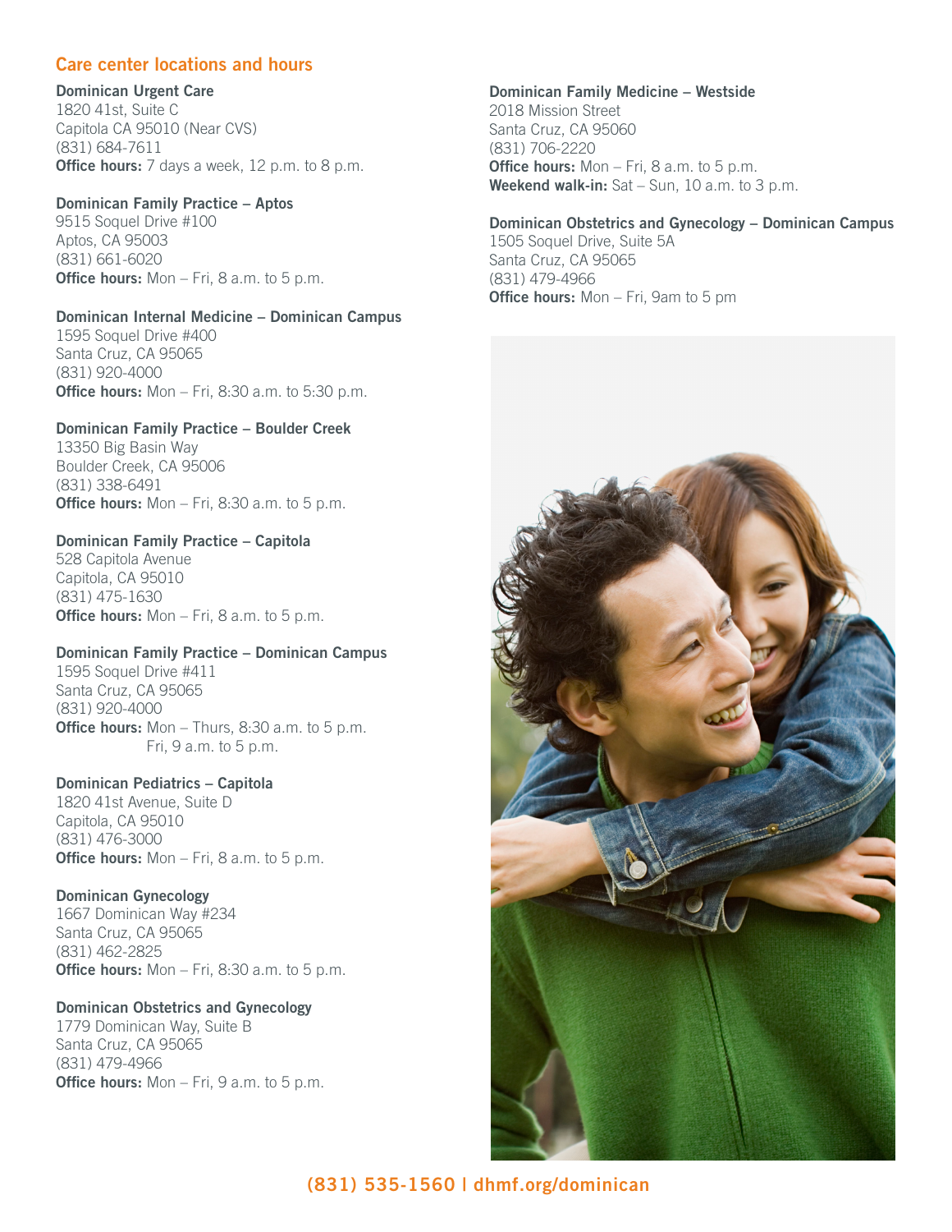## Care center locations and hours

**Dominican Urgent Care**
1820 41st, Suite C
Capitola CA 95010 (Near CVS)
(831) 684-7611
**Office hours:** 7 days a week, 12 p.m. to 8 p.m.

**Dominican Family Practice – Aptos**
9515 Soquel Drive #100
Aptos, CA 95003
(831) 661-6020
**Office hours:** Mon – Fri, 8 a.m. to 5 p.m.

**Dominican Internal Medicine – Dominican Campus**
1595 Soquel Drive #400
Santa Cruz, CA 95065
(831) 920-4000
**Office hours:** Mon – Fri, 8:30 a.m. to 5:30 p.m.

**Dominican Family Practice – Boulder Creek**
13350 Big Basin Way
Boulder Creek, CA 95006
(831) 338-6491
**Office hours:** Mon – Fri, 8:30 a.m. to 5 p.m.

**Dominican Family Practice – Capitola**
528 Capitola Avenue
Capitola, CA 95010
(831) 475-1630
**Office hours:** Mon – Fri, 8 a.m. to 5 p.m.

**Dominican Family Practice – Dominican Campus**
1595 Soquel Drive #411
Santa Cruz, CA 95065
(831) 920-4000
**Office hours:** Mon – Thurs, 8:30 a.m. to 5 p.m.
Fri, 9 a.m. to 5 p.m.

**Dominican Pediatrics – Capitola**
1820 41st Avenue, Suite D
Capitola, CA 95010
(831) 476-3000
**Office hours:** Mon – Fri, 8 a.m. to 5 p.m.

**Dominican Gynecology**
1667 Dominican Way #234
Santa Cruz, CA 95065
(831) 462-2825
**Office hours:** Mon – Fri, 8:30 a.m. to 5 p.m.

**Dominican Obstetrics and Gynecology**
1779 Dominican Way, Suite B
Santa Cruz, CA 95065
(831) 479-4966
**Office hours:** Mon – Fri, 9 a.m. to 5 p.m.

**Dominican Family Medicine – Westside**
2018 Mission Street
Santa Cruz, CA 95060
(831) 706-2220
**Office hours:** Mon – Fri, 8 a.m. to 5 p.m.
**Weekend walk-in:** Sat – Sun, 10 a.m. to 3 p.m.

**Dominican Obstetrics and Gynecology – Dominican Campus**
1505 Soquel Drive, Suite 5A
Santa Cruz, CA 95065
(831) 479-4966
**Office hours:** Mon – Fri, 9am to 5 pm

**(831) 535-1560 | dhmf.org/dominican**